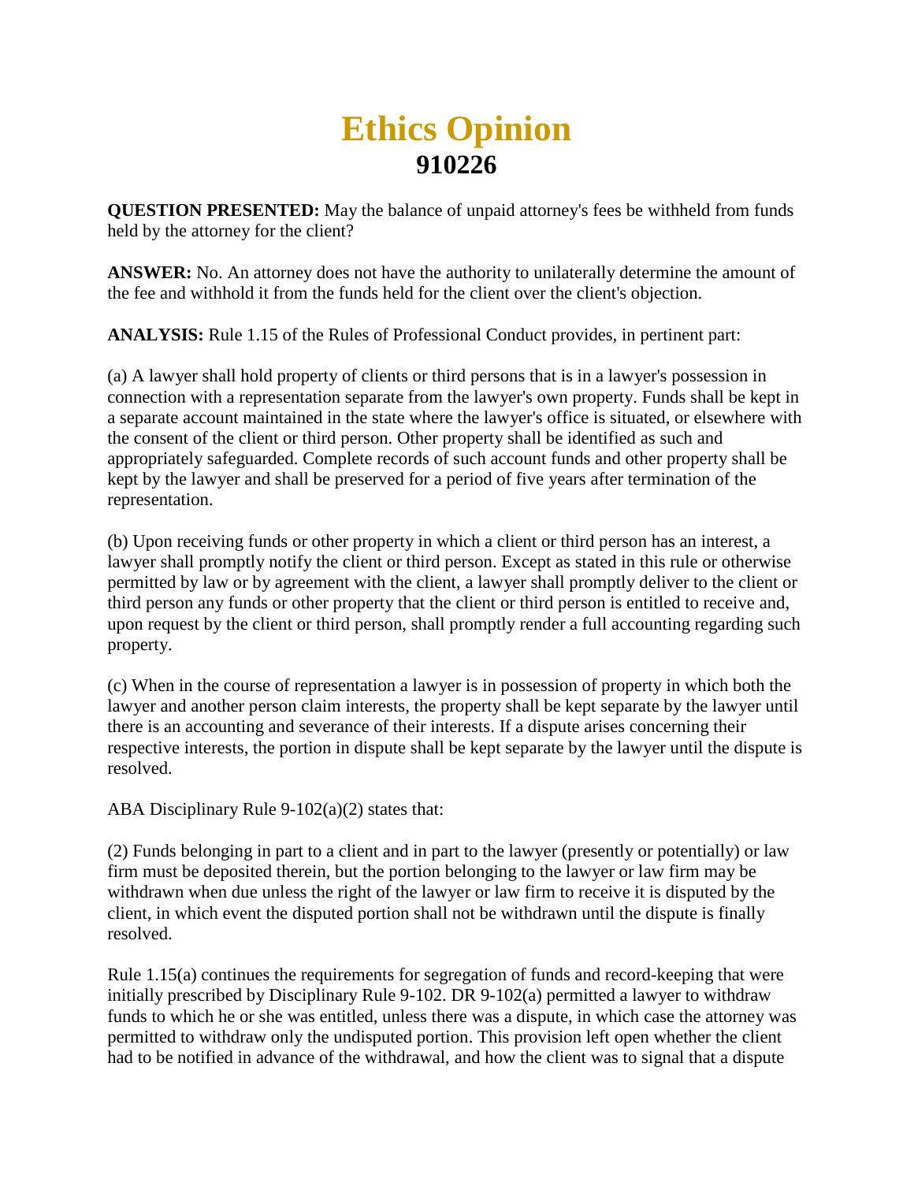# Ethics Opinion

## 910226

**QUESTION PRESENTED:** May the balance of unpaid attorney's fees be withheld from funds held by the attorney for the client?

**ANSWER:** No. An attorney does not have the authority to unilaterally determine the amount of the fee and withhold it from the funds held for the client over the client's objection.

**ANALYSIS:** Rule 1.15 of the Rules of Professional Conduct provides, in pertinent part:

(a) A lawyer shall hold property of clients or third persons that is in a lawyer's possession in connection with a representation separate from the lawyer's own property. Funds shall be kept in a separate account maintained in the state where the lawyer's office is situated, or elsewhere with the consent of the client or third person. Other property shall be identified as such and appropriately safeguarded. Complete records of such account funds and other property shall be kept by the lawyer and shall be preserved for a period of five years after termination of the representation.

(b) Upon receiving funds or other property in which a client or third person has an interest, a lawyer shall promptly notify the client or third person. Except as stated in this rule or otherwise permitted by law or by agreement with the client, a lawyer shall promptly deliver to the client or third person any funds or other property that the client or third person is entitled to receive and, upon request by the client or third person, shall promptly render a full accounting regarding such property.

(c) When in the course of representation a lawyer is in possession of property in which both the lawyer and another person claim interests, the property shall be kept separate by the lawyer until there is an accounting and severance of their interests. If a dispute arises concerning their respective interests, the portion in dispute shall be kept separate by the lawyer until the dispute is resolved.

ABA Disciplinary Rule 9-102(a)(2) states that:

(2) Funds belonging in part to a client and in part to the lawyer (presently or potentially) or law firm must be deposited therein, but the portion belonging to the lawyer or law firm may be withdrawn when due unless the right of the lawyer or law firm to receive it is disputed by the client, in which event the disputed portion shall not be withdrawn until the dispute is finally resolved.

Rule 1.15(a) continues the requirements for segregation of funds and record-keeping that were initially prescribed by Disciplinary Rule 9-102. DR 9-102(a) permitted a lawyer to withdraw funds to which he or she was entitled, unless there was a dispute, in which case the attorney was permitted to withdraw only the undisputed portion. This provision left open whether the client had to be notified in advance of the withdrawal, and how the client was to signal that a dispute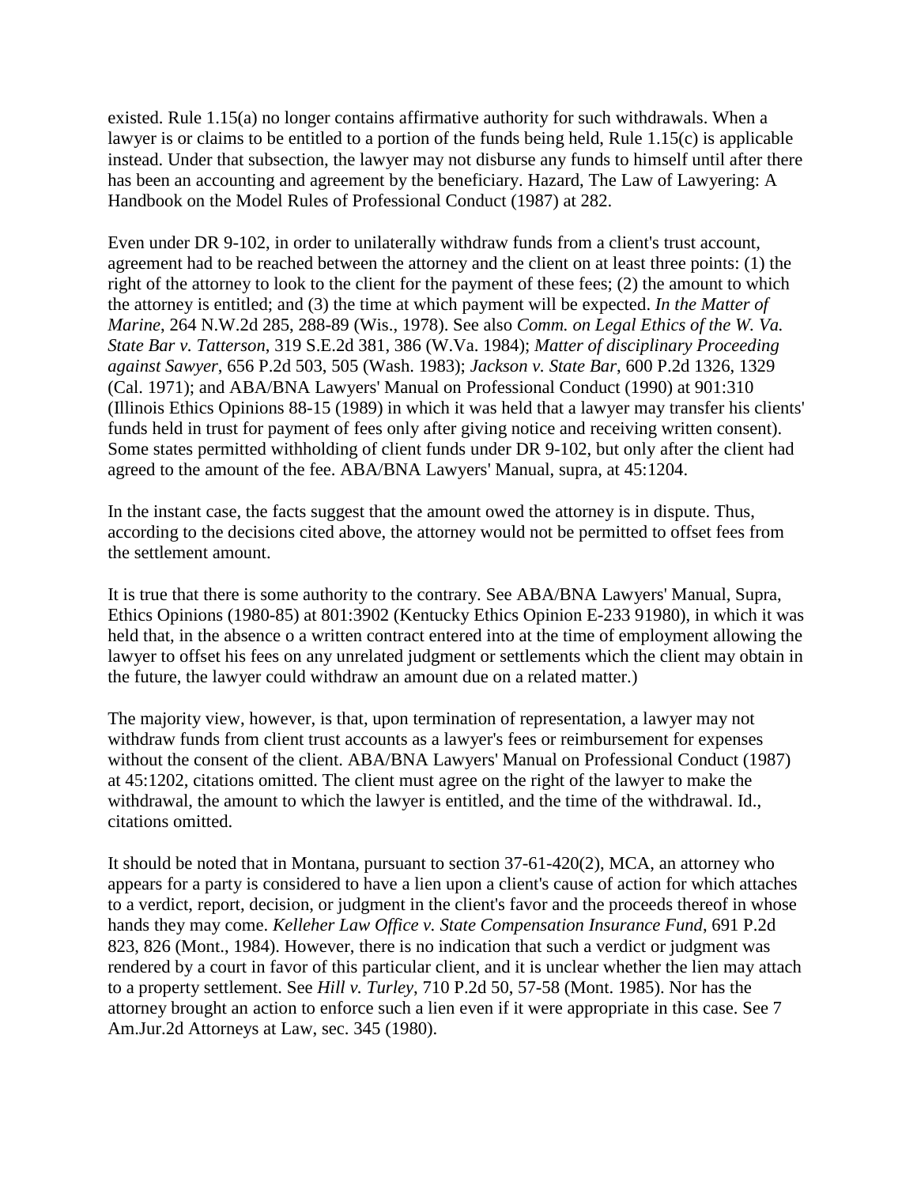existed. Rule 1.15(a) no longer contains affirmative authority for such withdrawals. When a lawyer is or claims to be entitled to a portion of the funds being held, Rule 1.15(c) is applicable instead. Under that subsection, the lawyer may not disburse any funds to himself until after there has been an accounting and agreement by the beneficiary. Hazard, The Law of Lawyering: A Handbook on the Model Rules of Professional Conduct (1987) at 282.

Even under DR 9-102, in order to unilaterally withdraw funds from a client's trust account, agreement had to be reached between the attorney and the client on at least three points: (1) the right of the attorney to look to the client for the payment of these fees; (2) the amount to which the attorney is entitled; and (3) the time at which payment will be expected. *In the Matter of Marine*, 264 N.W.2d 285, 288-89 (Wis., 1978). See also *Comm. on Legal Ethics of the W. Va. State Bar v. Tatterson*, 319 S.E.2d 381, 386 (W.Va. 1984); *Matter of disciplinary Proceeding against Sawyer*, 656 P.2d 503, 505 (Wash. 1983); *Jackson v. State Bar*, 600 P.2d 1326, 1329 (Cal. 1971); and ABA/BNA Lawyers' Manual on Professional Conduct (1990) at 901:310 (Illinois Ethics Opinions 88-15 (1989) in which it was held that a lawyer may transfer his clients' funds held in trust for payment of fees only after giving notice and receiving written consent). Some states permitted withholding of client funds under DR 9-102, but only after the client had agreed to the amount of the fee. ABA/BNA Lawyers' Manual, supra, at 45:1204.

In the instant case, the facts suggest that the amount owed the attorney is in dispute. Thus, according to the decisions cited above, the attorney would not be permitted to offset fees from the settlement amount.

It is true that there is some authority to the contrary. See ABA/BNA Lawyers' Manual, Supra, Ethics Opinions (1980-85) at 801:3902 (Kentucky Ethics Opinion E-233 91980), in which it was held that, in the absence o a written contract entered into at the time of employment allowing the lawyer to offset his fees on any unrelated judgment or settlements which the client may obtain in the future, the lawyer could withdraw an amount due on a related matter.)

The majority view, however, is that, upon termination of representation, a lawyer may not withdraw funds from client trust accounts as a lawyer's fees or reimbursement for expenses without the consent of the client. ABA/BNA Lawyers' Manual on Professional Conduct (1987) at 45:1202, citations omitted. The client must agree on the right of the lawyer to make the withdrawal, the amount to which the lawyer is entitled, and the time of the withdrawal. Id., citations omitted.

It should be noted that in Montana, pursuant to section 37-61-420(2), MCA, an attorney who appears for a party is considered to have a lien upon a client's cause of action for which attaches to a verdict, report, decision, or judgment in the client's favor and the proceeds thereof in whose hands they may come. *Kelleher Law Office v. State Compensation Insurance Fund*, 691 P.2d 823, 826 (Mont., 1984). However, there is no indication that such a verdict or judgment was rendered by a court in favor of this particular client, and it is unclear whether the lien may attach to a property settlement. See *Hill v. Turley*, 710 P.2d 50, 57-58 (Mont. 1985). Nor has the attorney brought an action to enforce such a lien even if it were appropriate in this case. See 7 Am.Jur.2d Attorneys at Law, sec. 345 (1980).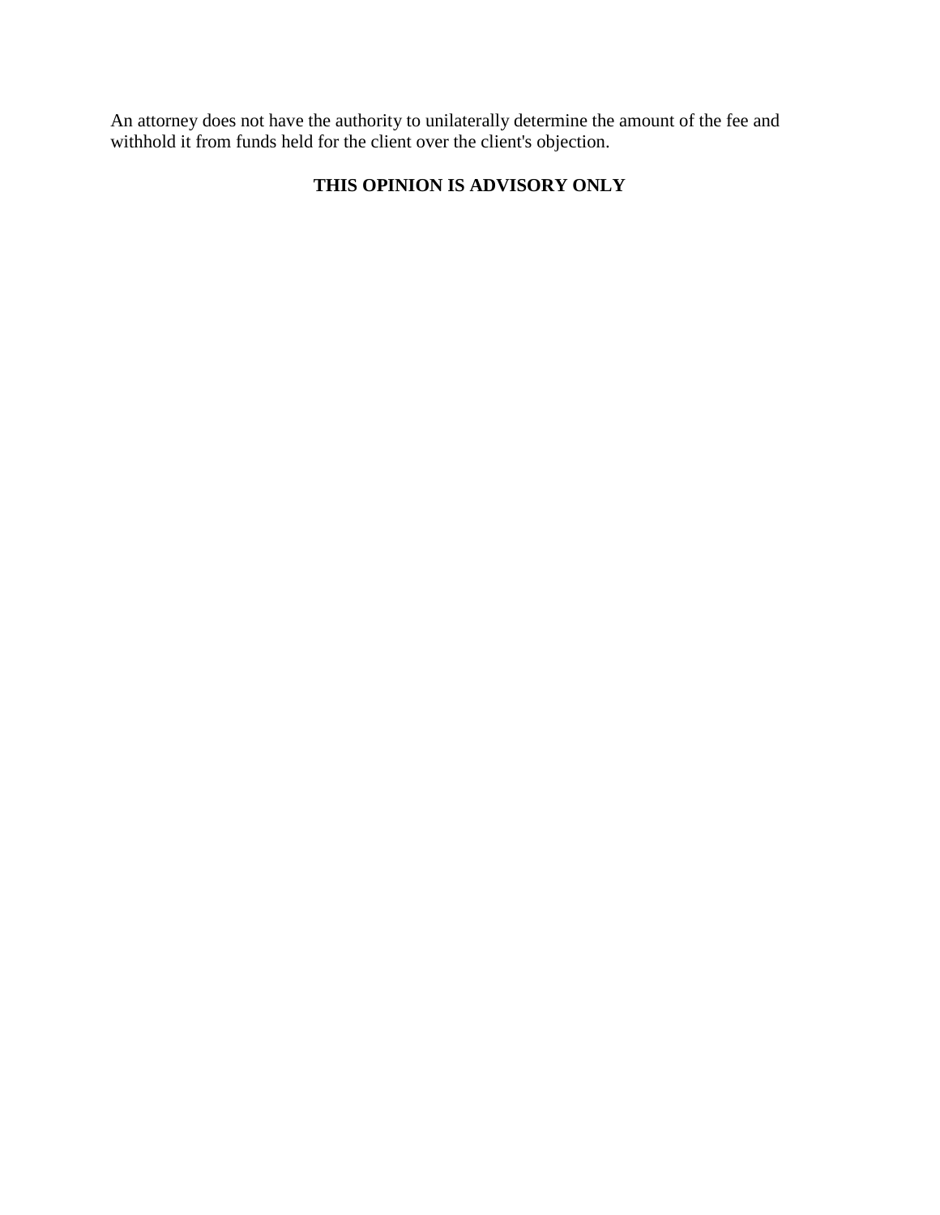An attorney does not have the authority to unilaterally determine the amount of the fee and withhold it from funds held for the client over the client's objection.

**THIS OPINION IS ADVISORY ONLY**